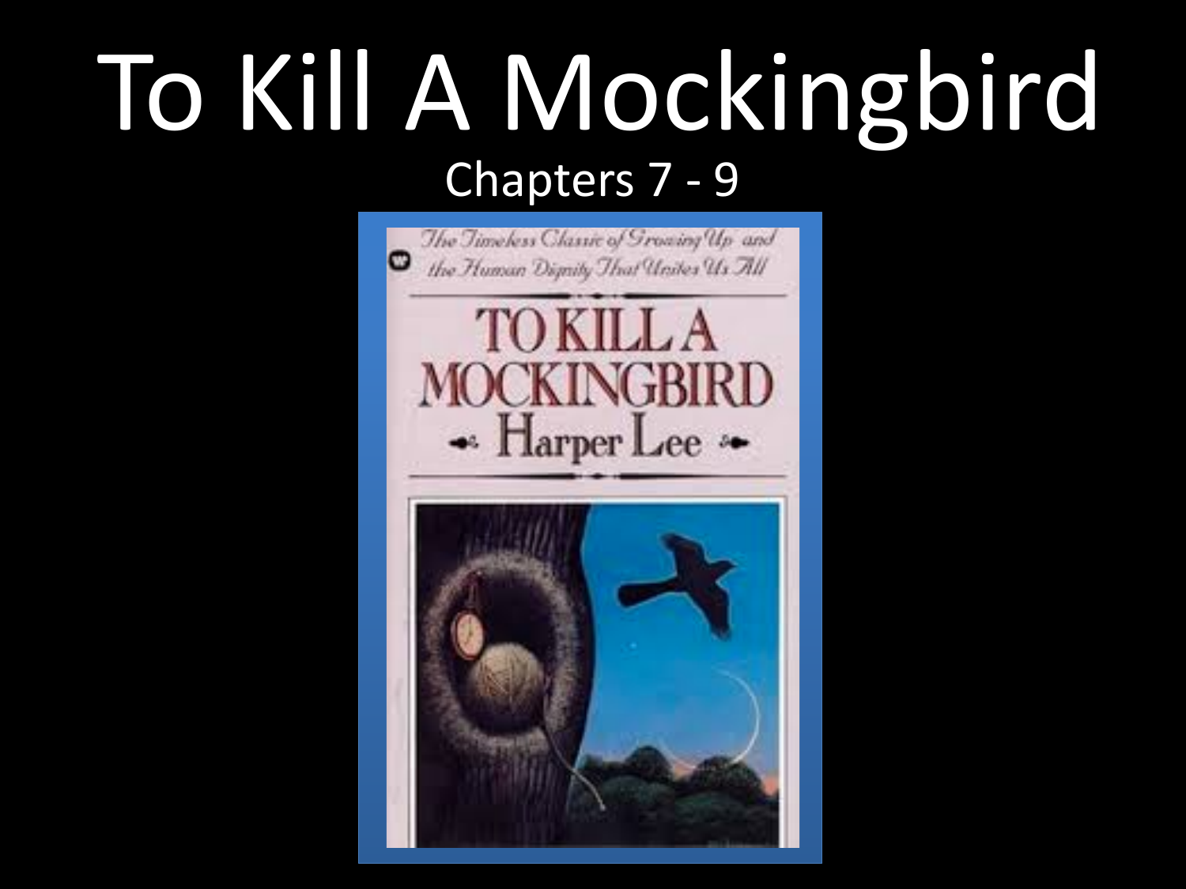# To Kill A Mockingbird

## Chapters 7 - 9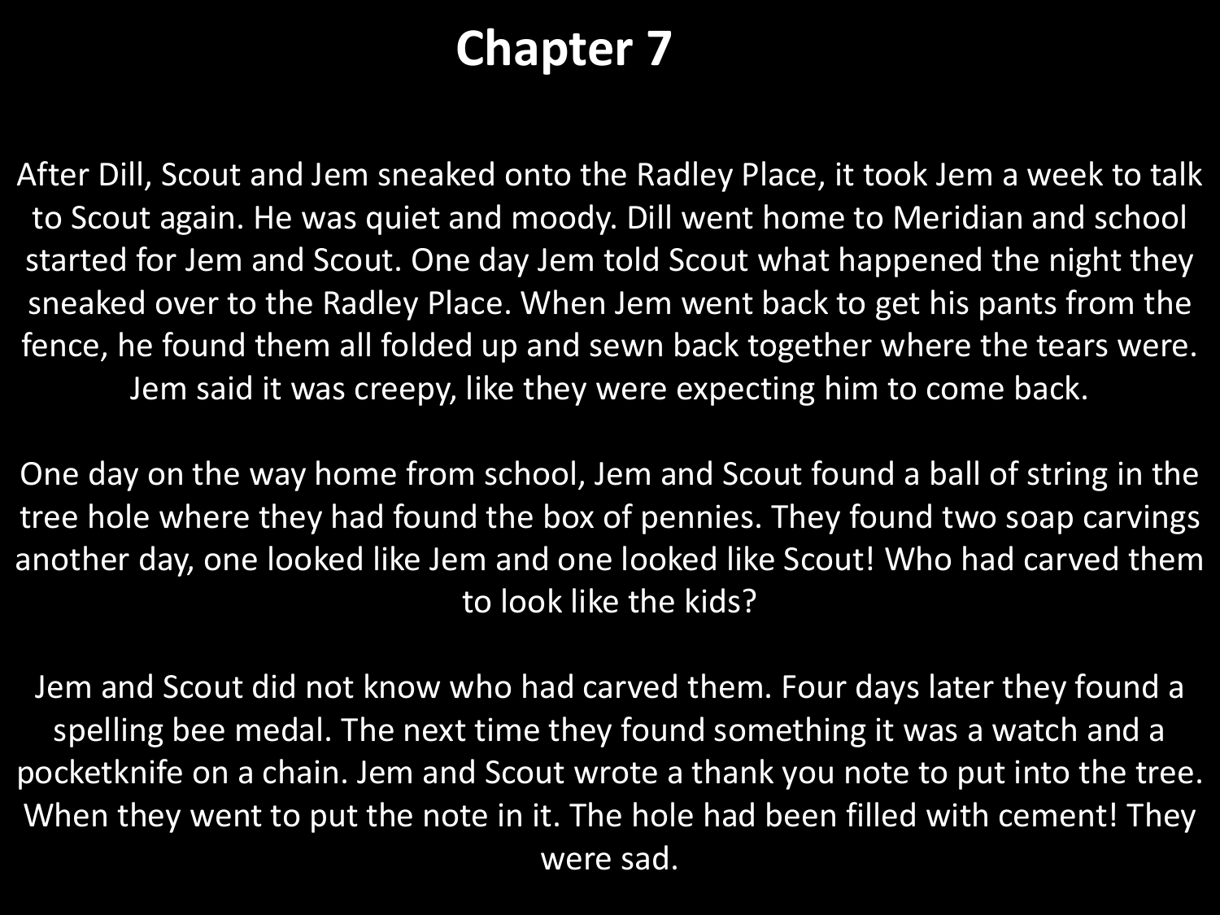# Chapter 7

After Dill, Scout and Jem sneaked onto the Radley Place, it took Jem a week to talk to Scout again. He was quiet and moody. Dill went home to Meridian and school started for Jem and Scout. One day Jem told Scout what happened the night they sneaked over to the Radley Place. When Jem went back to get his pants from the fence, he found them all folded up and sewn back together where the tears were. Jem said it was creepy, like they were expecting him to come back.

One day on the way home from school, Jem and Scout found a ball of string in the tree hole where they had found the box of pennies. They found two soap carvings another day, one looked like Jem and one looked like Scout! Who had carved them to look like the kids?

Jem and Scout did not know who had carved them. Four days later they found a spelling bee medal. The next time they found something it was a watch and a pocketknife on a chain. Jem and Scout wrote a thank you note to put into the tree. When they went to put the note in it. The hole had been filled with cement! They were sad.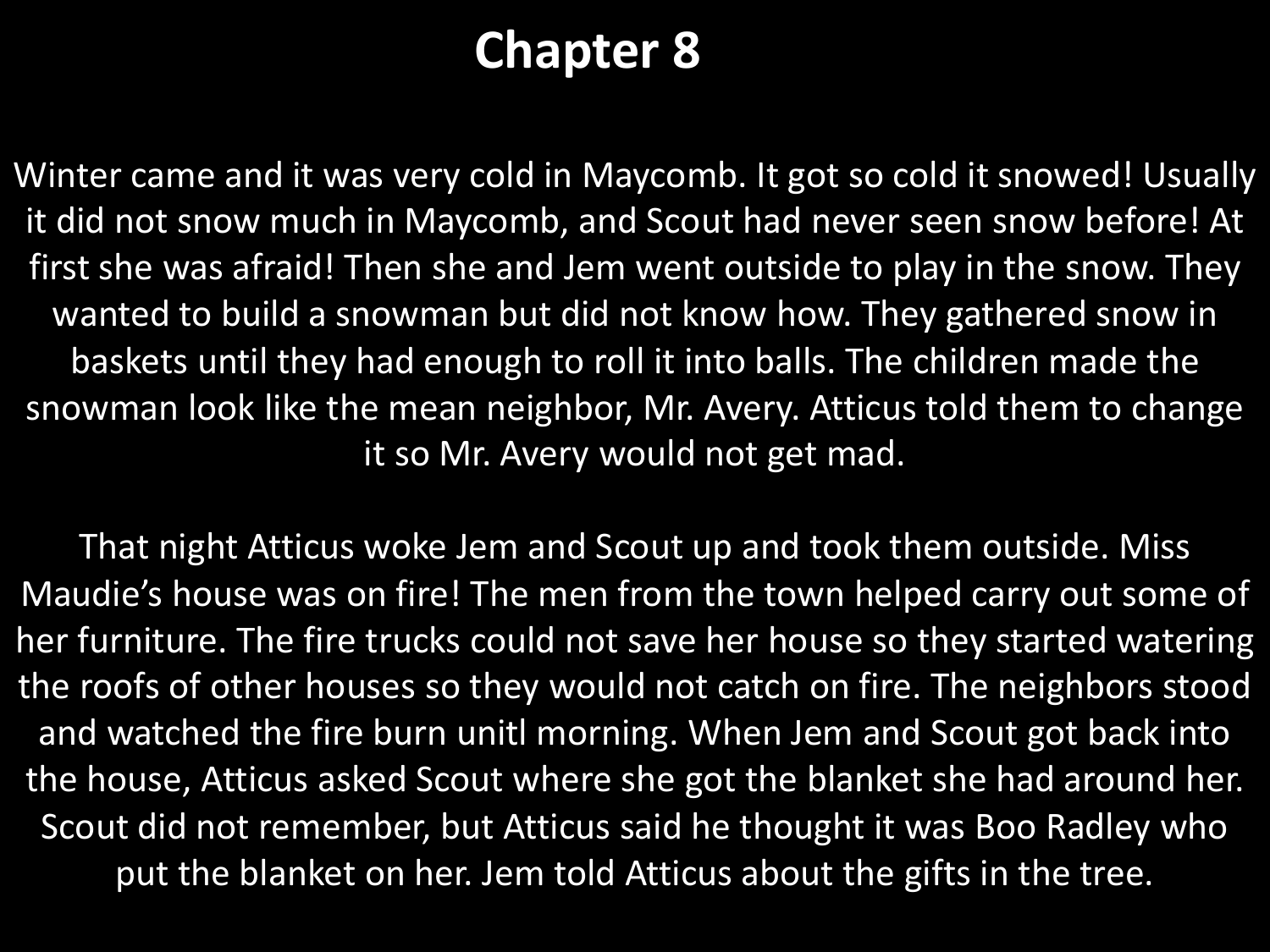# Chapter 8

Winter came and it was very cold in Maycomb. It got so cold it snowed! Usually it did not snow much in Maycomb, and Scout had never seen snow before! At first she was afraid! Then she and Jem went outside to play in the snow. They wanted to build a snowman but did not know how. They gathered snow in baskets until they had enough to roll it into balls. The children made the snowman look like the mean neighbor, Mr. Avery. Atticus told them to change it so Mr. Avery would not get mad.

That night Atticus woke Jem and Scout up and took them outside. Miss Maudie's house was on fire! The men from the town helped carry out some of her furniture. The fire trucks could not save her house so they started watering the roofs of other houses so they would not catch on fire. The neighbors stood and watched the fire burn unitl morning. When Jem and Scout got back into the house, Atticus asked Scout where she got the blanket she had around her. Scout did not remember, but Atticus said he thought it was Boo Radley who put the blanket on her. Jem told Atticus about the gifts in the tree.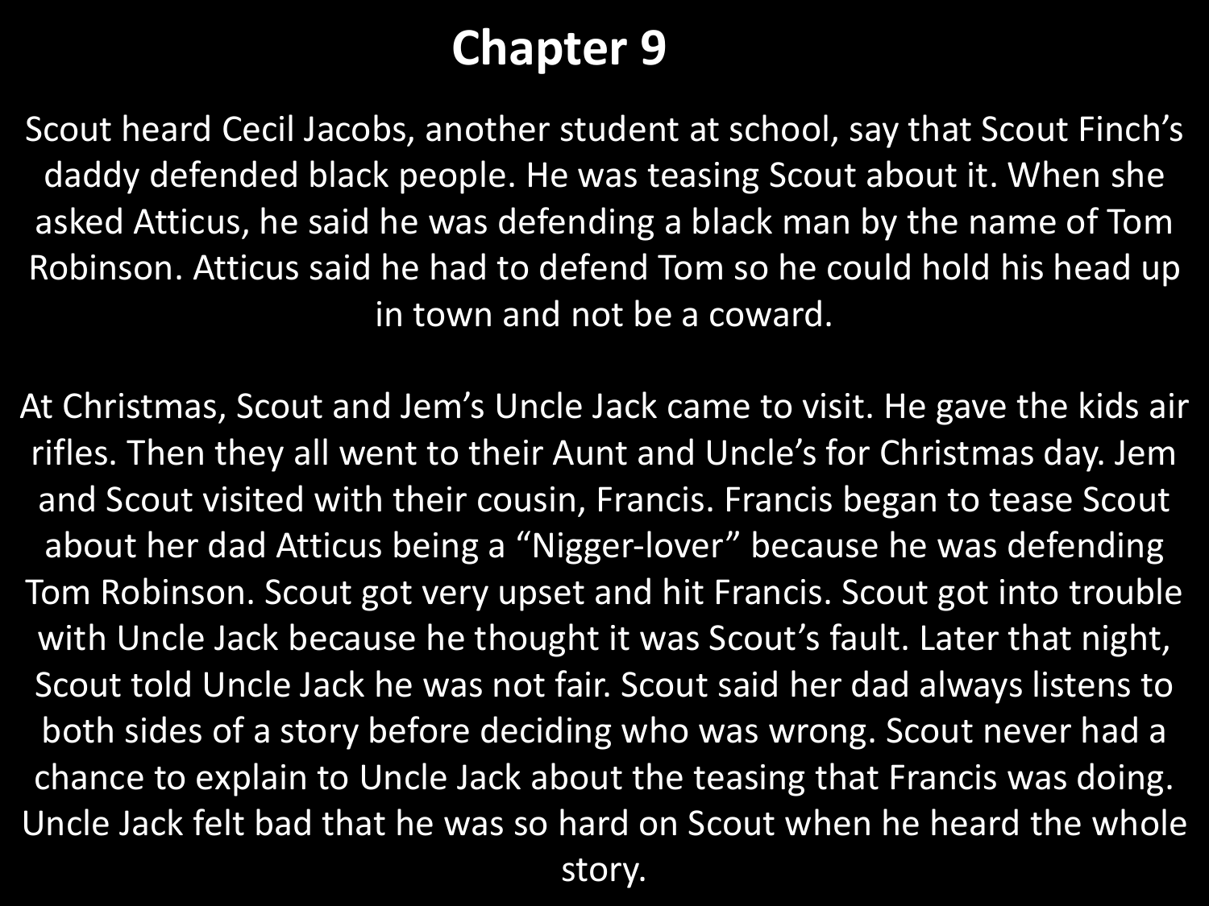# Chapter 9

Scout heard Cecil Jacobs, another student at school, say that Scout Finch's daddy defended black people. He was teasing Scout about it. When she asked Atticus, he said he was defending a black man by the name of Tom Robinson. Atticus said he had to defend Tom so he could hold his head up in town and not be a coward.

At Christmas, Scout and Jem's Uncle Jack came to visit. He gave the kids air rifles. Then they all went to their Aunt and Uncle's for Christmas day. Jem and Scout visited with their cousin, Francis. Francis began to tease Scout about her dad Atticus being a "Nigger-lover" because he was defending Tom Robinson. Scout got very upset and hit Francis. Scout got into trouble with Uncle Jack because he thought it was Scout's fault. Later that night, Scout told Uncle Jack he was not fair. Scout said her dad always listens to both sides of a story before deciding who was wrong. Scout never had a chance to explain to Uncle Jack about the teasing that Francis was doing. Uncle Jack felt bad that he was so hard on Scout when he heard the whole story.